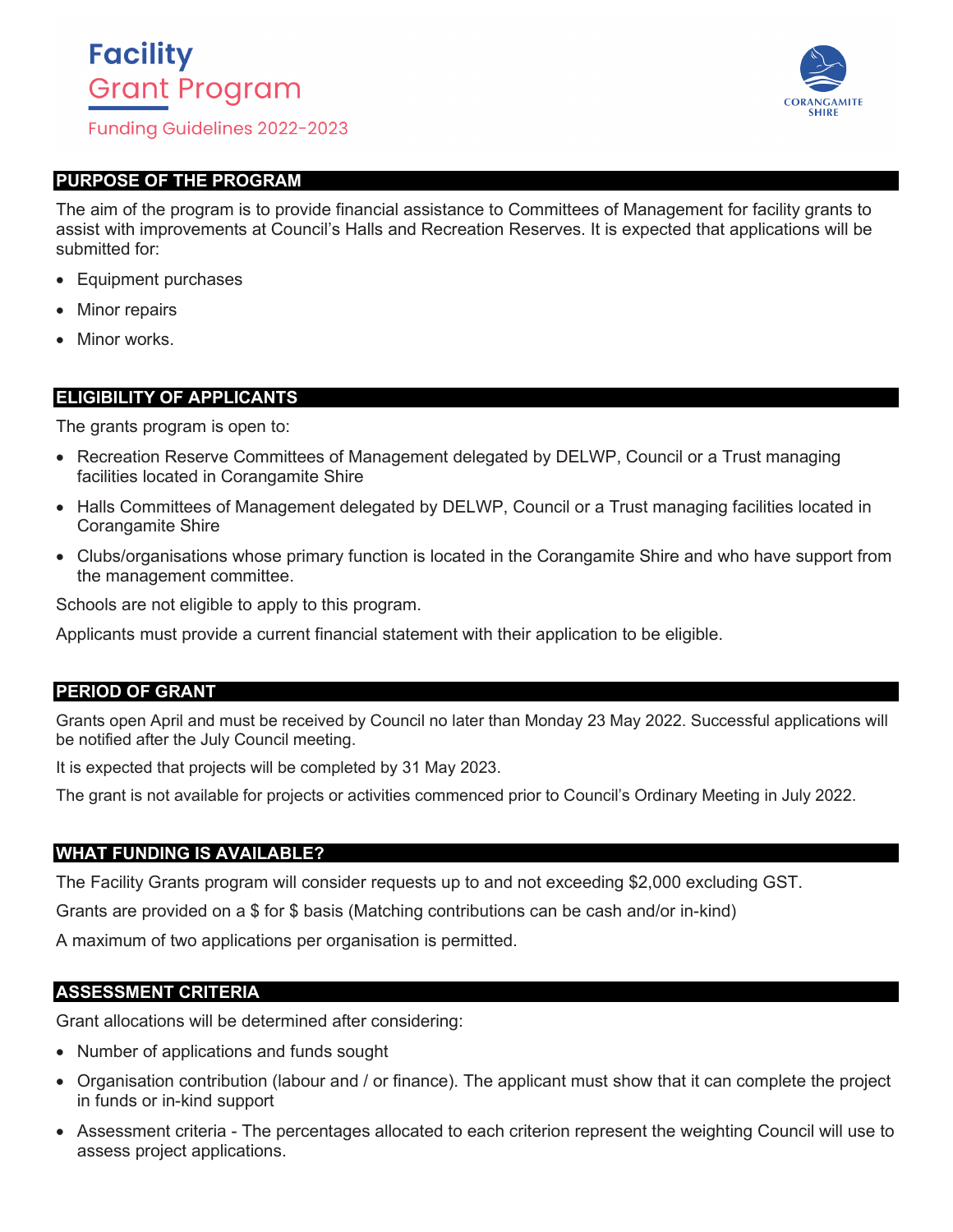# Facility
# Grant Program

Funding Guidelines 2022-2023

CORANGAMITE SHIRE

## PURPOSE OF THE PROGRAM

The aim of the program is to provide financial assistance to Committees of Management for facility grants to assist with improvements at Council's Halls and Recreation Reserves. It is expected that applications will be submitted for:

- Equipment purchases
- Minor repairs
- Minor works.

## ELIGIBILITY OF APPLICANTS

The grants program is open to:

- Recreation Reserve Committees of Management delegated by DELWP, Council or a Trust managing facilities located in Corangamite Shire
- Halls Committees of Management delegated by DELWP, Council or a Trust managing facilities located in Corangamite Shire
- Clubs/organisations whose primary function is located in the Corangamite Shire and who have support from the management committee.

Schools are not eligible to apply to this program.

Applicants must provide a current financial statement with their application to be eligible.

## PERIOD OF GRANT

Grants open April and must be received by Council no later than Monday 23 May 2022. Successful applications will be notified after the July Council meeting.

It is expected that projects will be completed by 31 May 2023.

The grant is not available for projects or activities commenced prior to Council's Ordinary Meeting in July 2022.

## WHAT FUNDING IS AVAILABLE?

The Facility Grants program will consider requests up to and not exceeding $2,000 excluding GST.

Grants are provided on a $ for $ basis (Matching contributions can be cash and/or in-kind)

A maximum of two applications per organisation is permitted.

## ASSESSMENT CRITERIA

Grant allocations will be determined after considering:

- Number of applications and funds sought
- Organisation contribution (labour and / or finance). The applicant must show that it can complete the project in funds or in-kind support
- Assessment criteria - The percentages allocated to each criterion represent the weighting Council will use to assess project applications.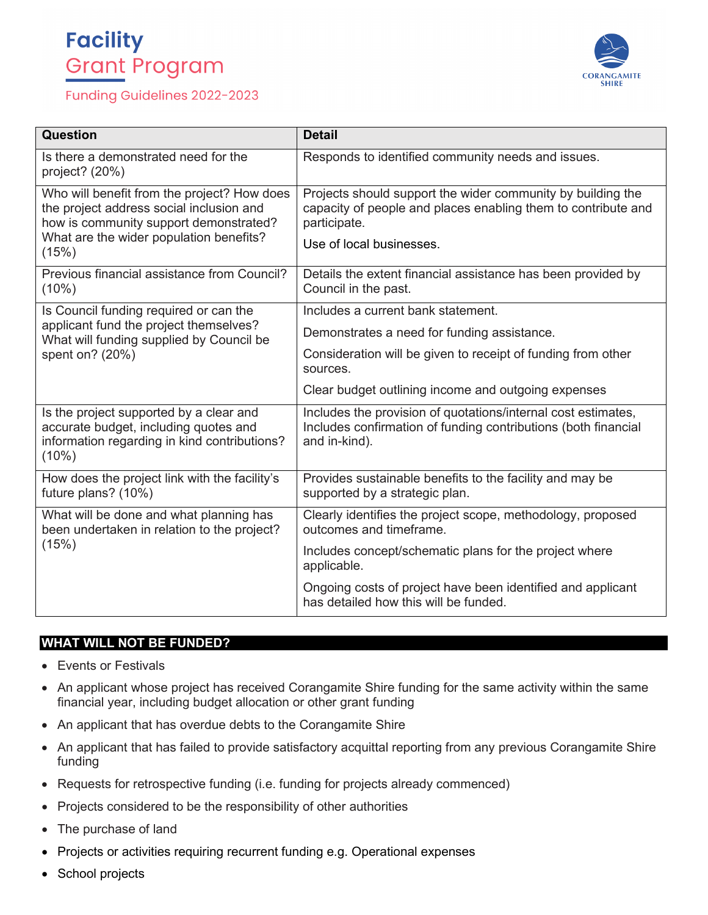| Question | Detail |
|---|---|
| Is there a demonstrated need for the project? (20%) | Responds to identified community needs and issues. |
| Who will benefit from the project? How does the project address social inclusion and how is community support demonstrated? What are the wider population benefits? (15%) | Projects should support the wider community by building the capacity of people and places enabling them to contribute and participate.<br><br>Use of local businesses. |
| Previous financial assistance from Council? (10%) | Details the extent financial assistance has been provided by Council in the past. |
| Is Council funding required or can the applicant fund the project themselves? What will funding supplied by Council be spent on? (20%) | Includes a current bank statement.<br><br>Demonstrates a need for funding assistance.<br><br>Consideration will be given to receipt of funding from other sources.<br><br>Clear budget outlining income and outgoing expenses |
| Is the project supported by a clear and accurate budget, including quotes and information regarding in kind contributions? (10%) | Includes the provision of quotations/internal cost estimates, Includes confirmation of funding contributions (both financial and in-kind). |
| How does the project link with the facility's future plans? (10%) | Provides sustainable benefits to the facility and may be supported by a strategic plan. |
| What will be done and what planning has been undertaken in relation to the project? (15%) | Clearly identifies the project scope, methodology, proposed outcomes and timeframe.<br><br>Includes concept/schematic plans for the project where applicable.<br><br>Ongoing costs of project have been identified and applicant has detailed how this will be funded. |

## WHAT WILL NOT BE FUNDED?

- Events or Festivals
- An applicant whose project has received Corangamite Shire funding for the same activity within the same financial year, including budget allocation or other grant funding
- An applicant that has overdue debts to the Corangamite Shire
- An applicant that has failed to provide satisfactory acquittal reporting from any previous Corangamite Shire funding
- Requests for retrospective funding (i.e. funding for projects already commenced)
- Projects considered to be the responsibility of other authorities
- The purchase of land
- Projects or activities requiring recurrent funding e.g. Operational expenses
- School projects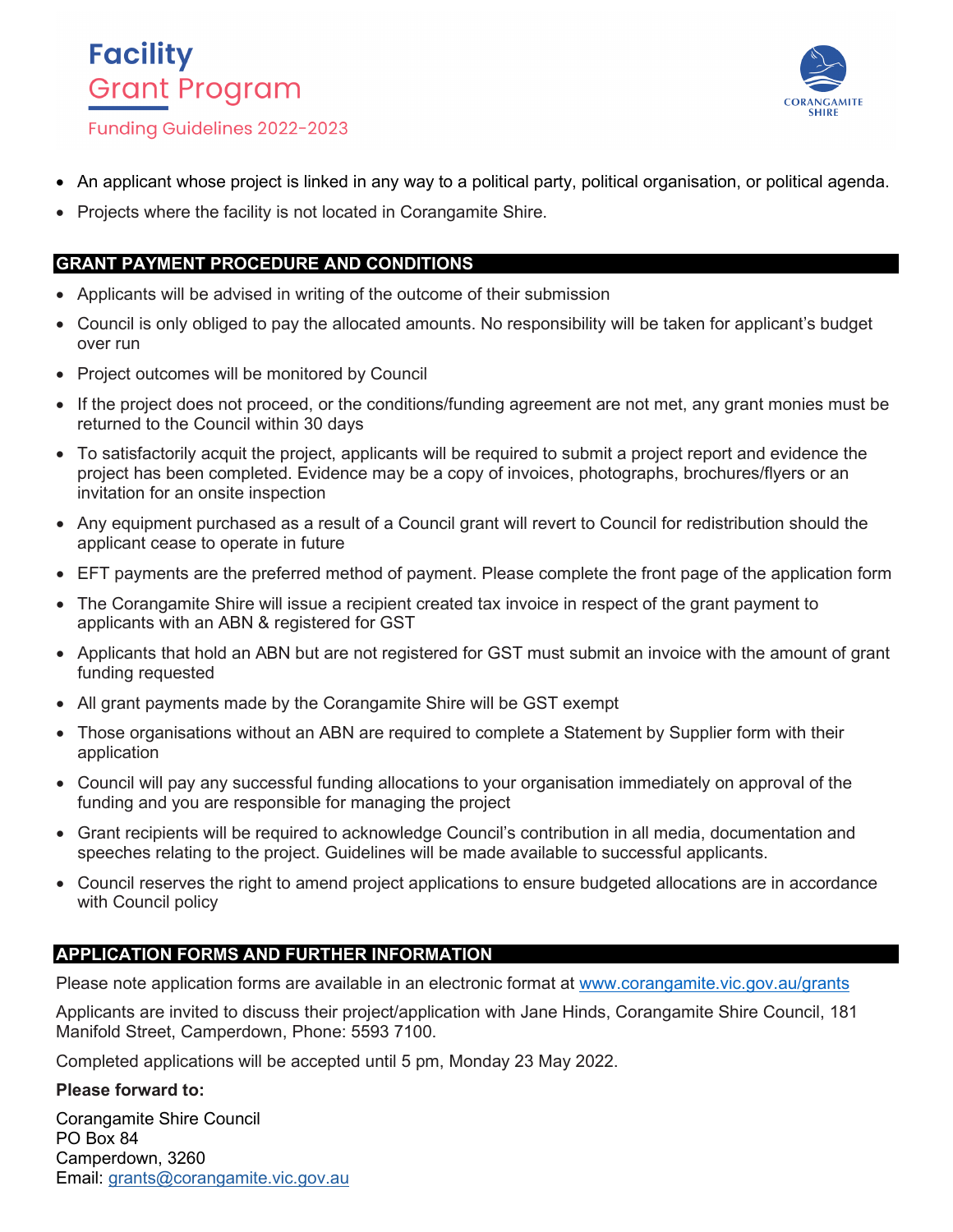- An applicant whose project is linked in any way to a political party, political organisation, or political agenda.
- Projects where the facility is not located in Corangamite Shire.

## GRANT PAYMENT PROCEDURE AND CONDITIONS

- Applicants will be advised in writing of the outcome of their submission
- Council is only obliged to pay the allocated amounts. No responsibility will be taken for applicant's budget over run
- Project outcomes will be monitored by Council
- If the project does not proceed, or the conditions/funding agreement are not met, any grant monies must be returned to the Council within 30 days
- To satisfactorily acquit the project, applicants will be required to submit a project report and evidence the project has been completed. Evidence may be a copy of invoices, photographs, brochures/flyers or an invitation for an onsite inspection
- Any equipment purchased as a result of a Council grant will revert to Council for redistribution should the applicant cease to operate in future
- EFT payments are the preferred method of payment. Please complete the front page of the application form
- The Corangamite Shire will issue a recipient created tax invoice in respect of the grant payment to applicants with an ABN & registered for GST
- Applicants that hold an ABN but are not registered for GST must submit an invoice with the amount of grant funding requested
- All grant payments made by the Corangamite Shire will be GST exempt
- Those organisations without an ABN are required to complete a Statement by Supplier form with their application
- Council will pay any successful funding allocations to your organisation immediately on approval of the funding and you are responsible for managing the project
- Grant recipients will be required to acknowledge Council's contribution in all media, documentation and speeches relating to the project. Guidelines will be made available to successful applicants.
- Council reserves the right to amend project applications to ensure budgeted allocations are in accordance with Council policy

## APPLICATION FORMS AND FURTHER INFORMATION

Please note application forms are available in an electronic format at www.corangamite.vic.gov.au/grants

Applicants are invited to discuss their project/application with Jane Hinds, Corangamite Shire Council, 181 Manifold Street, Camperdown, Phone: 5593 7100.

Completed applications will be accepted until 5 pm, Monday 23 May 2022.

**Please forward to:**

Corangamite Shire Council
PO Box 84
Camperdown, 3260
Email: grants@corangamite.vic.gov.au